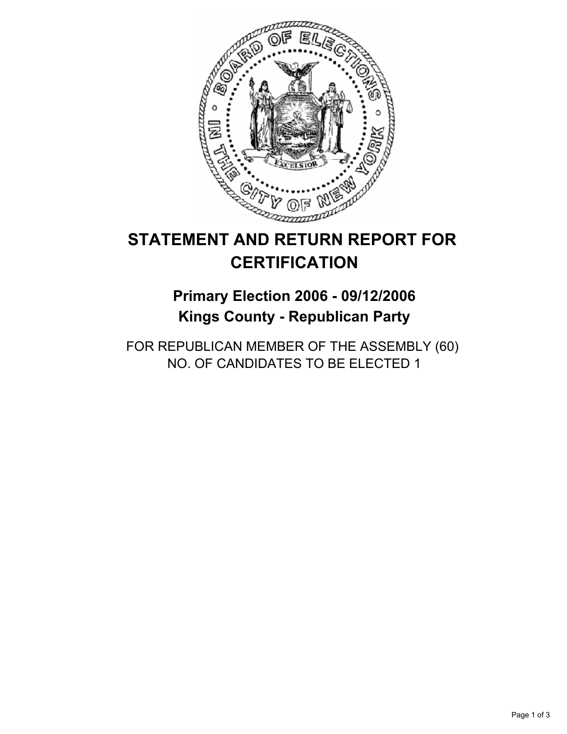# STATEMENT AND RETURN REPORT FOR CERTIFICATION

## Primary Election 2006 - 09/12/2006
## Kings County - Republican Party

FOR REPUBLICAN MEMBER OF THE ASSEMBLY (60)
NO. OF CANDIDATES TO BE ELECTED 1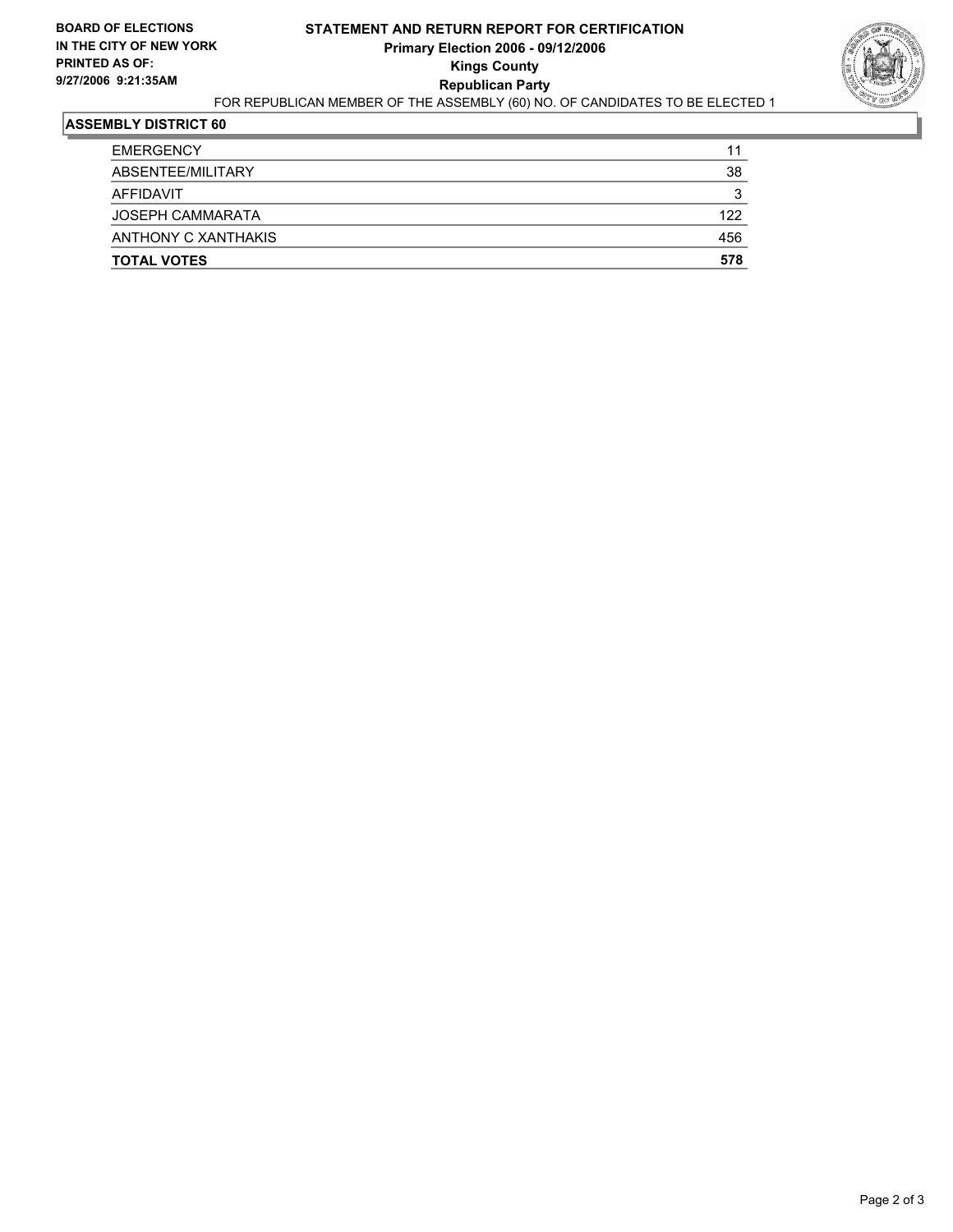**BOARD OF ELECTIONS IN THE CITY OF NEW YORK PRINTED AS OF: 9/27/2006 9:21:35AM**

# STATEMENT AND RETURN REPORT FOR CERTIFICATION
## Primary Election 2006 - 09/12/2006
## Kings County
## Republican Party

FOR REPUBLICAN MEMBER OF THE ASSEMBLY (60) NO. OF CANDIDATES TO BE ELECTED 1

### ASSEMBLY DISTRICT 60

| | |
|---|---|
| EMERGENCY | 11 |
| ABSENTEE/MILITARY | 38 |
| AFFIDAVIT | 3 |
| JOSEPH CAMMARATA | 122 |
| ANTHONY C XANTHAKIS | 456 |
| **TOTAL VOTES** | **578** |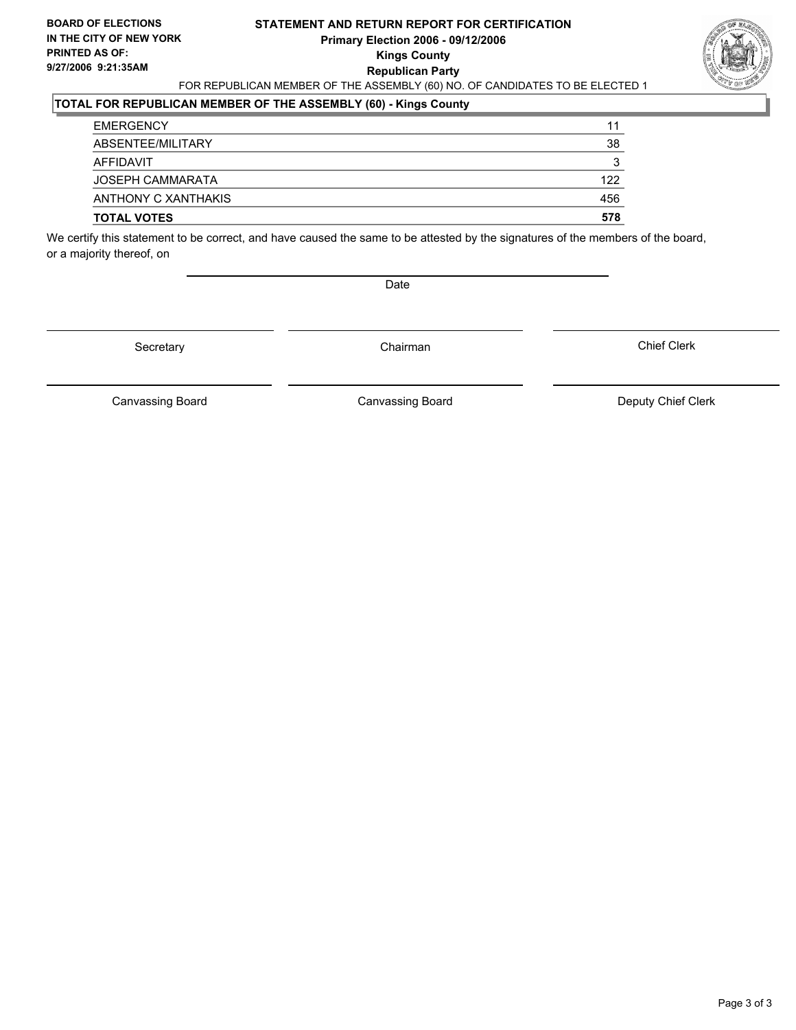**BOARD OF ELECTIONS IN THE CITY OF NEW YORK**
**PRINTED AS OF:**
**9/27/2006 9:21:35AM**

**STATEMENT AND RETURN REPORT FOR CERTIFICATION**
**Primary Election 2006 - 09/12/2006**
**Kings County**
**Republican Party**

FOR REPUBLICAN MEMBER OF THE ASSEMBLY (60) NO. OF CANDIDATES TO BE ELECTED 1

### TOTAL FOR REPUBLICAN MEMBER OF THE ASSEMBLY (60) - Kings County

| | |
|---|---|
| EMERGENCY | 11 |
| ABSENTEE/MILITARY | 38 |
| AFFIDAVIT | 3 |
| JOSEPH CAMMARATA | 122 |
| ANTHONY C XANTHAKIS | 456 |
| **TOTAL VOTES** | **578** |

We certify this statement to be correct, and have caused the same to be attested by the signatures of the members of the board, or a majority thereof, on

Date

Secretary

Chairman

Chief Clerk

Canvassing Board

Canvassing Board

Deputy Chief Clerk